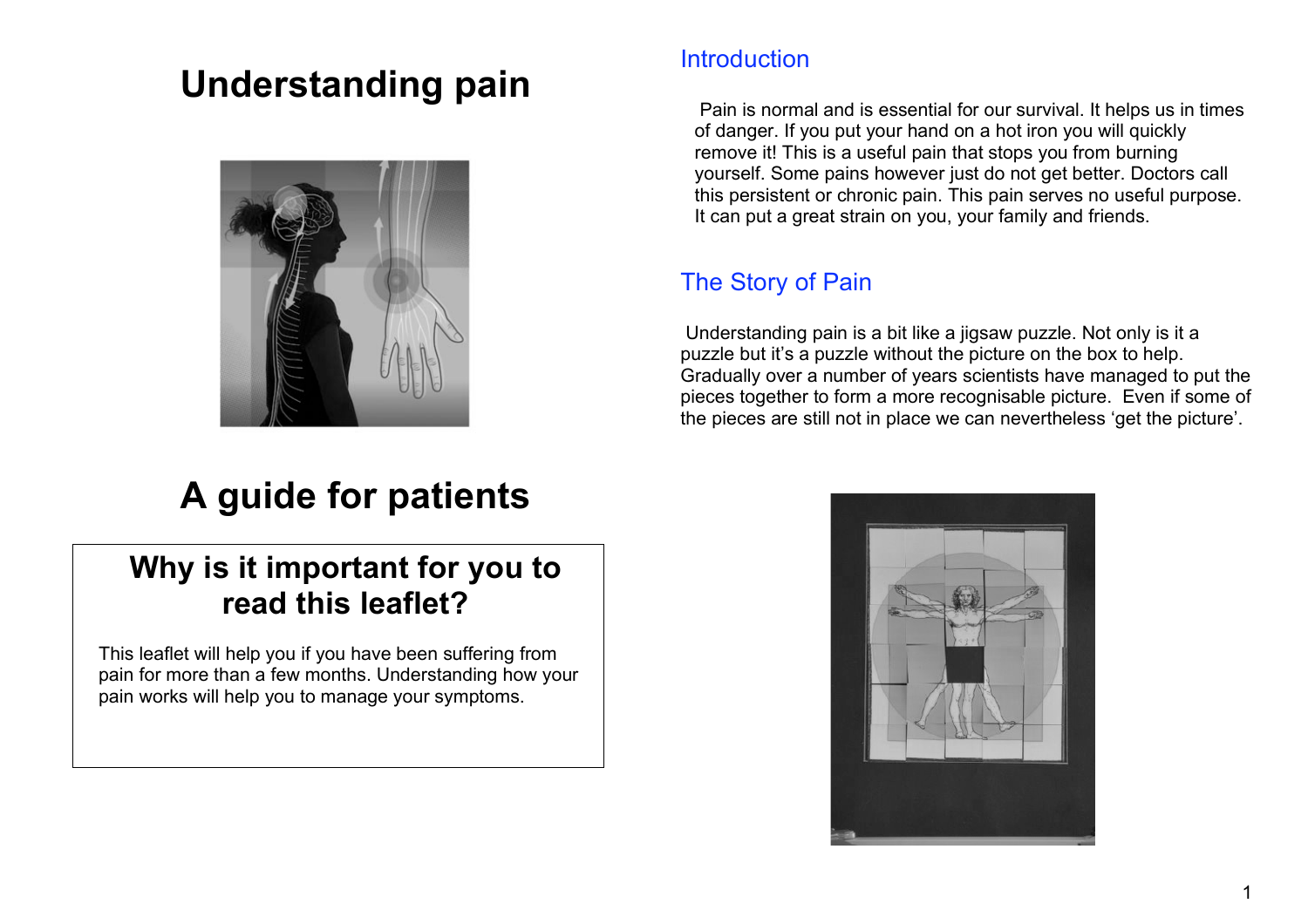# Understanding pain

# A guide for patients

## Why is it important for you to read this leaflet?

This leaflet will help you if you have been suffering from pain for more than a few months. Understanding how your pain works will help you to manage your symptoms.

## Introduction

Pain is normal and is essential for our survival. It helps us in times of danger. If you put your hand on a hot iron you will quickly remove it! This is a useful pain that stops you from burning yourself. Some pains however just do not get better. Doctors call this persistent or chronic pain. This pain serves no useful purpose. It can put a great strain on you, your family and friends.

## The Story of Pain

Understanding pain is a bit like a jigsaw puzzle. Not only is it a puzzle but it's a puzzle without the picture on the box to help. Gradually over a number of years scientists have managed to put the pieces together to form a more recognisable picture. Even if some of the pieces are still not in place we can nevertheless 'get the picture'.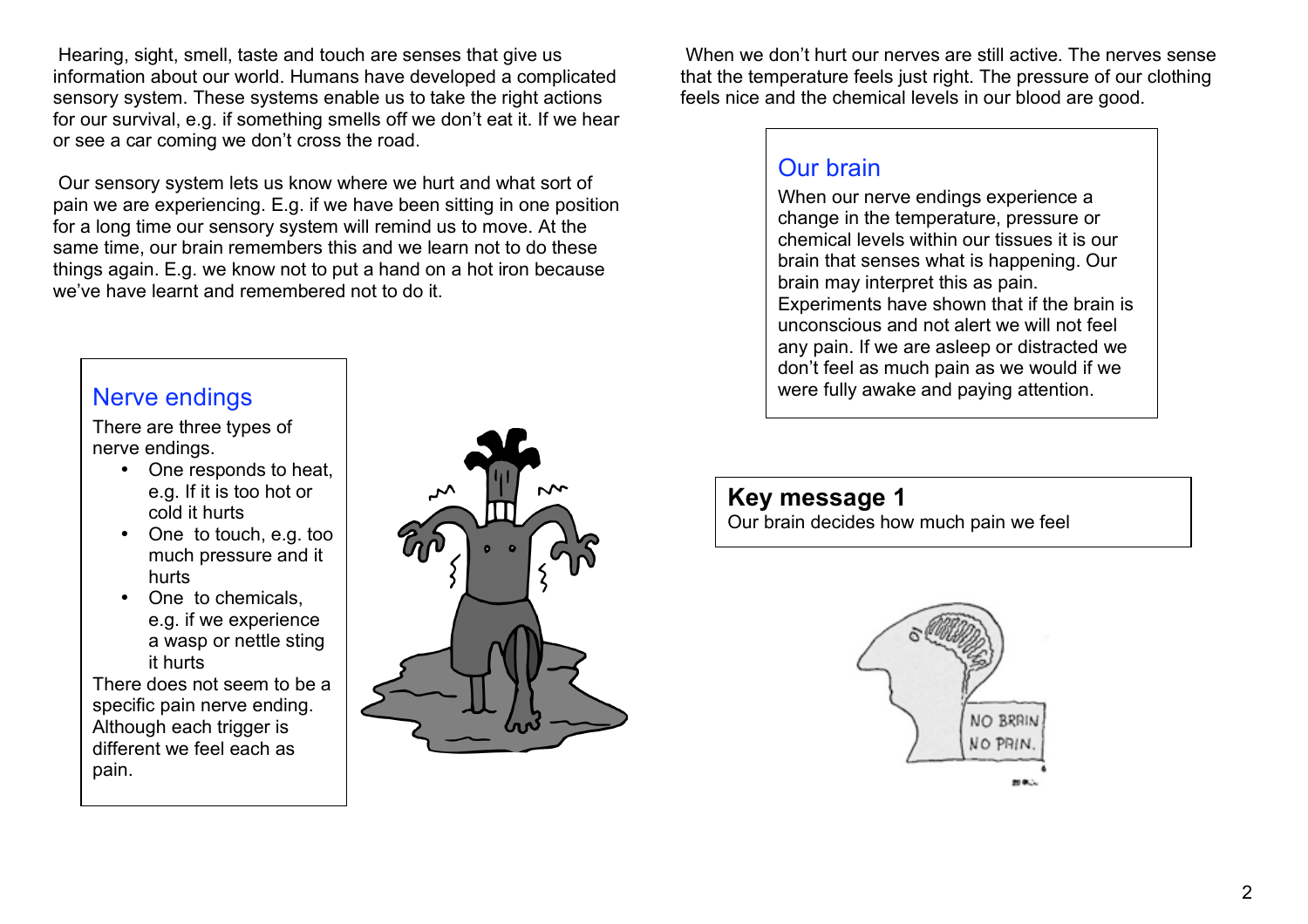Hearing, sight, smell, taste and touch are senses that give us information about our world. Humans have developed a complicated sensory system. These systems enable us to take the right actions for our survival, e.g. if something smells off we don't eat it. If we hear or see a car coming we don't cross the road.

Our sensory system lets us know where we hurt and what sort of pain we are experiencing. E.g. if we have been sitting in one position for a long time our sensory system will remind us to move. At the same time, our brain remembers this and we learn not to do these things again. E.g. we know not to put a hand on a hot iron because we've have learnt and remembered not to do it.

## Nerve endings

There are three types of nerve endings.

- One responds to heat, e.g. If it is too hot or cold it hurts
- One to touch, e.g. too much pressure and it hurts
- One to chemicals, e.g. if we experience a wasp or nettle sting it hurts

There does not seem to be a specific pain nerve ending. Although each trigger is different we feel each as pain.

When we don't hurt our nerves are still active. The nerves sense that the temperature feels just right. The pressure of our clothing feels nice and the chemical levels in our blood are good.

## Our brain

When our nerve endings experience a change in the temperature, pressure or chemical levels within our tissues it is our brain that senses what is happening. Our brain may interpret this as pain. Experiments have shown that if the brain is unconscious and not alert we will not feel any pain. If we are asleep or distracted we don't feel as much pain as we would if we were fully awake and paying attention.

**Key message 1**

Our brain decides how much pain we feel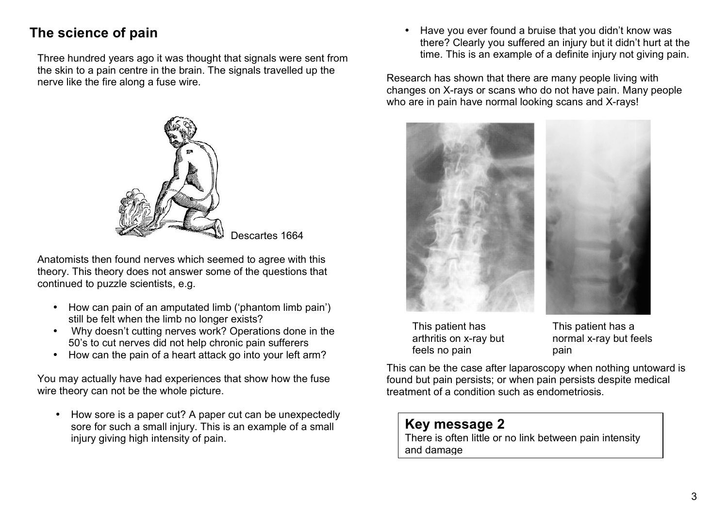## The science of pain

Three hundred years ago it was thought that signals were sent from the skin to a pain centre in the brain. The signals travelled up the nerve like the fire along a fuse wire.

Descartes 1664

Anatomists then found nerves which seemed to agree with this theory. This theory does not answer some of the questions that continued to puzzle scientists, e.g.

- How can pain of an amputated limb ('phantom limb pain') still be felt when the limb no longer exists?
- Why doesn't cutting nerves work? Operations done in the 50's to cut nerves did not help chronic pain sufferers
- How can the pain of a heart attack go into your left arm?

You may actually have had experiences that show how the fuse wire theory can not be the whole picture.

- How sore is a paper cut? A paper cut can be unexpectedly sore for such a small injury. This is an example of a small injury giving high intensity of pain.
- Have you ever found a bruise that you didn't know was there? Clearly you suffered an injury but it didn't hurt at the time. This is an example of a definite injury not giving pain.

Research has shown that there are many people living with changes on X-rays or scans who do not have pain. Many people who are in pain have normal looking scans and X-rays!

This patient has arthritis on x-ray but feels no pain

This patient has a normal x-ray but feels pain

This can be the case after laparoscopy when nothing untoward is found but pain persists; or when pain persists despite medical treatment of a condition such as endometriosis.

> **Key message 2**
> There is often little or no link between pain intensity and damage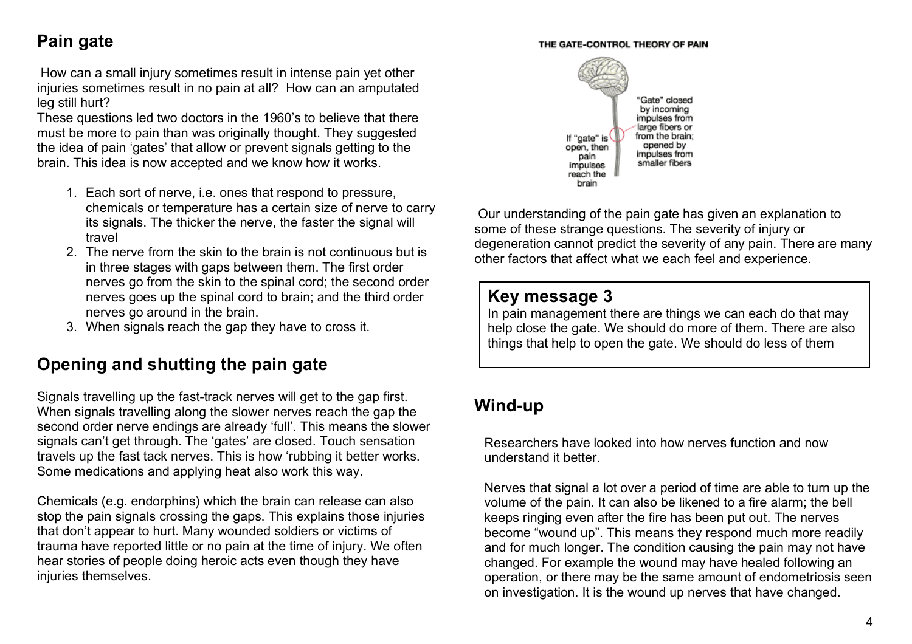## Pain gate

How can a small injury sometimes result in intense pain yet other injuries sometimes result in no pain at all? How can an amputated leg still hurt?
These questions led two doctors in the 1960's to believe that there must be more to pain than was originally thought. They suggested the idea of pain 'gates' that allow or prevent signals getting to the brain. This idea is now accepted and we know how it works.

1. Each sort of nerve, i.e. ones that respond to pressure, chemicals or temperature has a certain size of nerve to carry its signals. The thicker the nerve, the faster the signal will travel
2. The nerve from the skin to the brain is not continuous but is in three stages with gaps between them. The first order nerves go from the skin to the spinal cord; the second order nerves goes up the spinal cord to brain; and the third order nerves go around in the brain.
3. When signals reach the gap they have to cross it.

## Opening and shutting the pain gate

Signals travelling up the fast-track nerves will get to the gap first. When signals travelling along the slower nerves reach the gap the second order nerve endings are already 'full'. This means the slower signals can't get through. The 'gates' are closed. Touch sensation travels up the fast tack nerves. This is how 'rubbing it better works. Some medications and applying heat also work this way.

Chemicals (e.g. endorphins) which the brain can release can also stop the pain signals crossing the gaps. This explains those injuries that don't appear to hurt. Many wounded soldiers or victims of trauma have reported little or no pain at the time of injury. We often hear stories of people doing heroic acts even though they have injuries themselves.

THE GATE-CONTROL THEORY OF PAIN

If "gate" is open, then pain impulses reach the brain

"Gate" closed by incoming impulses from large fibers or from the brain; opened by impulses from smaller fibers

Our understanding of the pain gate has given an explanation to some of these strange questions. The severity of injury or degeneration cannot predict the severity of any pain. There are many other factors that affect what we each feel and experience.

### Key message 3

In pain management there are things we can each do that may help close the gate. We should do more of them. There are also things that help to open the gate. We should do less of them

## Wind-up

Researchers have looked into how nerves function and now understand it better.

Nerves that signal a lot over a period of time are able to turn up the volume of the pain. It can also be likened to a fire alarm; the bell keeps ringing even after the fire has been put out. The nerves become "wound up". This means they respond much more readily and for much longer. The condition causing the pain may not have changed. For example the wound may have healed following an operation, or there may be the same amount of endometriosis seen on investigation. It is the wound up nerves that have changed.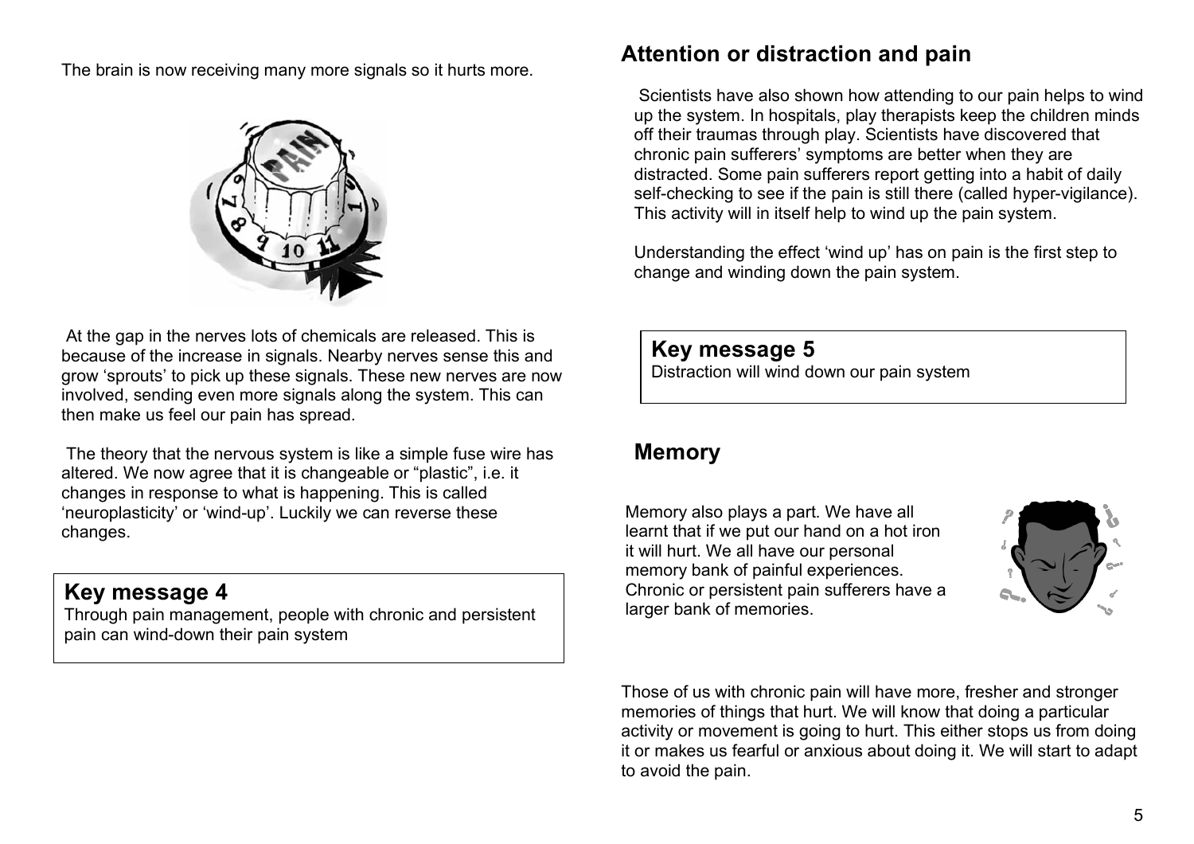The brain is now receiving many more signals so it hurts more.

At the gap in the nerves lots of chemicals are released. This is because of the increase in signals. Nearby nerves sense this and grow 'sprouts' to pick up these signals. These new nerves are now involved, sending even more signals along the system. This can then make us feel our pain has spread.

The theory that the nervous system is like a simple fuse wire has altered. We now agree that it is changeable or "plastic", i.e. it changes in response to what is happening. This is called 'neuroplasticity' or 'wind-up'. Luckily we can reverse these changes.

> **Key message 4**
> Through pain management, people with chronic and persistent pain can wind-down their pain system

## Attention or distraction and pain

Scientists have also shown how attending to our pain helps to wind up the system. In hospitals, play therapists keep the children minds off their traumas through play. Scientists have discovered that chronic pain sufferers' symptoms are better when they are distracted. Some pain sufferers report getting into a habit of daily self-checking to see if the pain is still there (called hyper-vigilance). This activity will in itself help to wind up the pain system.

Understanding the effect 'wind up' has on pain is the first step to change and winding down the pain system.

> **Key message 5**
> Distraction will wind down our pain system

## Memory

Memory also plays a part. We have all learnt that if we put our hand on a hot iron it will hurt. We all have our personal memory bank of painful experiences. Chronic or persistent pain sufferers have a larger bank of memories.

Those of us with chronic pain will have more, fresher and stronger memories of things that hurt. We will know that doing a particular activity or movement is going to hurt. This either stops us from doing it or makes us fearful or anxious about doing it. We will start to adapt to avoid the pain.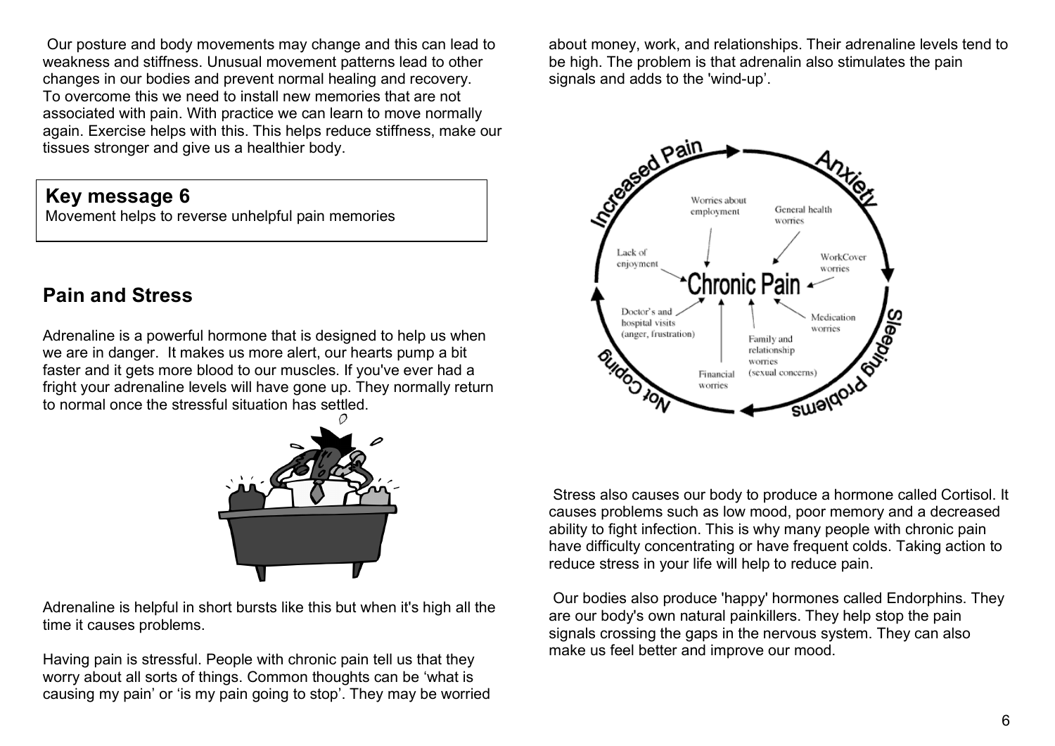Our posture and body movements may change and this can lead to weakness and stiffness. Unusual movement patterns lead to other changes in our bodies and prevent normal healing and recovery. To overcome this we need to install new memories that are not associated with pain. With practice we can learn to move normally again. Exercise helps with this. This helps reduce stiffness, make our tissues stronger and give us a healthier body.

> **Key message 6**
> Movement helps to reverse unhelpful pain memories

## Pain and Stress

Adrenaline is a powerful hormone that is designed to help us when we are in danger. It makes us more alert, our hearts pump a bit faster and it gets more blood to our muscles. If you've ever had a fright your adrenaline levels will have gone up. They normally return to normal once the stressful situation has settled.

Adrenaline is helpful in short bursts like this but when it's high all the time it causes problems.

Having pain is stressful. People with chronic pain tell us that they worry about all sorts of things. Common thoughts can be 'what is causing my pain' or 'is my pain going to stop'. They may be worried about money, work, and relationships. Their adrenaline levels tend to be high. The problem is that adrenalin also stimulates the pain signals and adds to the 'wind-up'.

Stress also causes our body to produce a hormone called Cortisol. It causes problems such as low mood, poor memory and a decreased ability to fight infection. This is why many people with chronic pain have difficulty concentrating or have frequent colds. Taking action to reduce stress in your life will help to reduce pain.

Our bodies also produce 'happy' hormones called Endorphins. They are our body's own natural painkillers. They help stop the pain signals crossing the gaps in the nervous system. They can also make us feel better and improve our mood.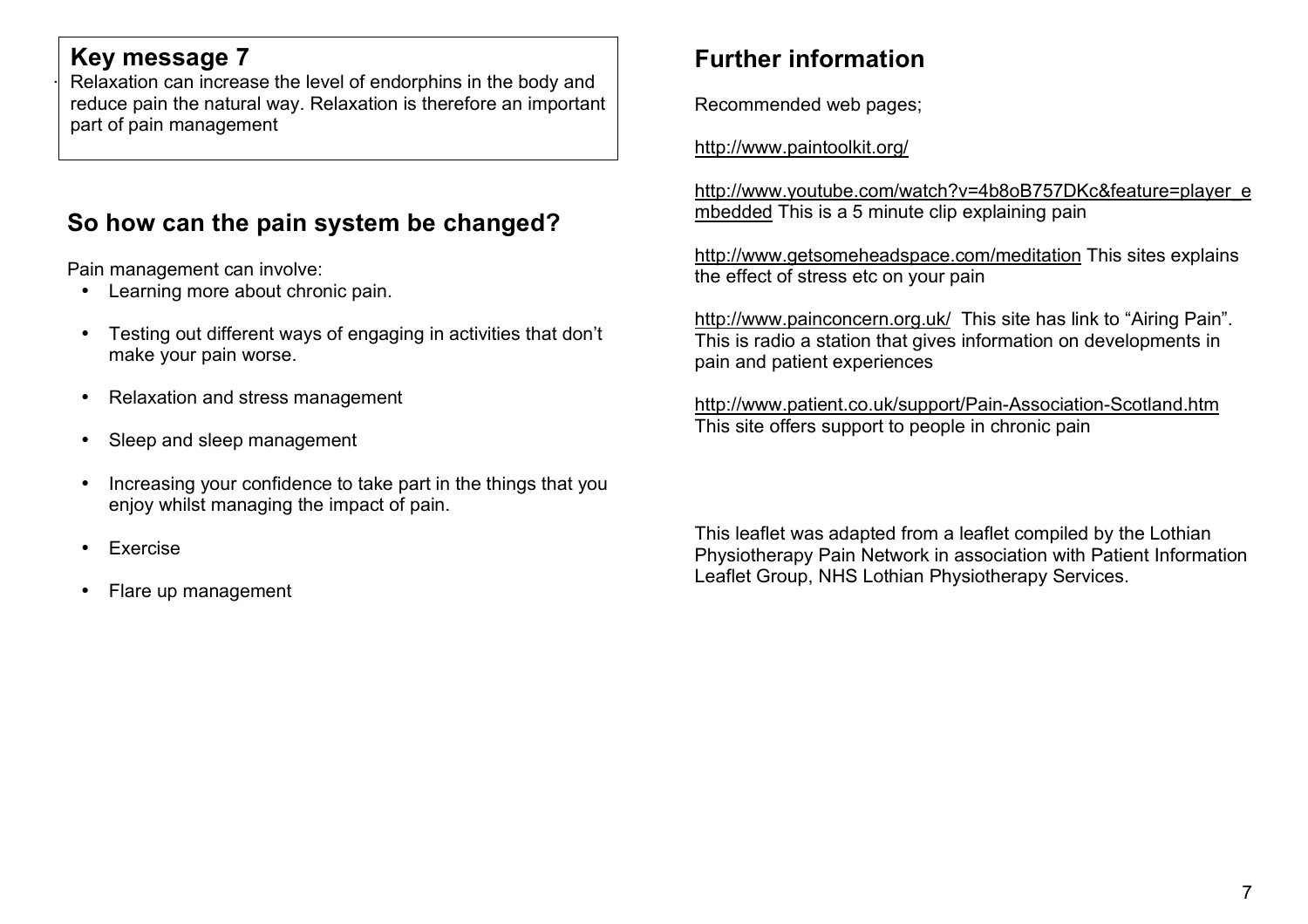## Key message 7

Relaxation can increase the level of endorphins in the body and reduce pain the natural way. Relaxation is therefore an important part of pain management

## So how can the pain system be changed?

Pain management can involve:

- Learning more about chronic pain.
- Testing out different ways of engaging in activities that don't make your pain worse.
- Relaxation and stress management
- Sleep and sleep management
- Increasing your confidence to take part in the things that you enjoy whilst managing the impact of pain.
- Exercise
- Flare up management

## Further information

Recommended web pages;

http://www.paintoolkit.org/

http://www.youtube.com/watch?v=4b8oB757DKc&feature=player_embedded This is a 5 minute clip explaining pain

http://www.getsomeheadspace.com/meditation This sites explains the effect of stress etc on your pain

http://www.painconcern.org.uk/ This site has link to "Airing Pain". This is radio a station that gives information on developments in pain and patient experiences

http://www.patient.co.uk/support/Pain-Association-Scotland.htm This site offers support to people in chronic pain

This leaflet was adapted from a leaflet compiled by the Lothian Physiotherapy Pain Network in association with Patient Information Leaflet Group, NHS Lothian Physiotherapy Services.